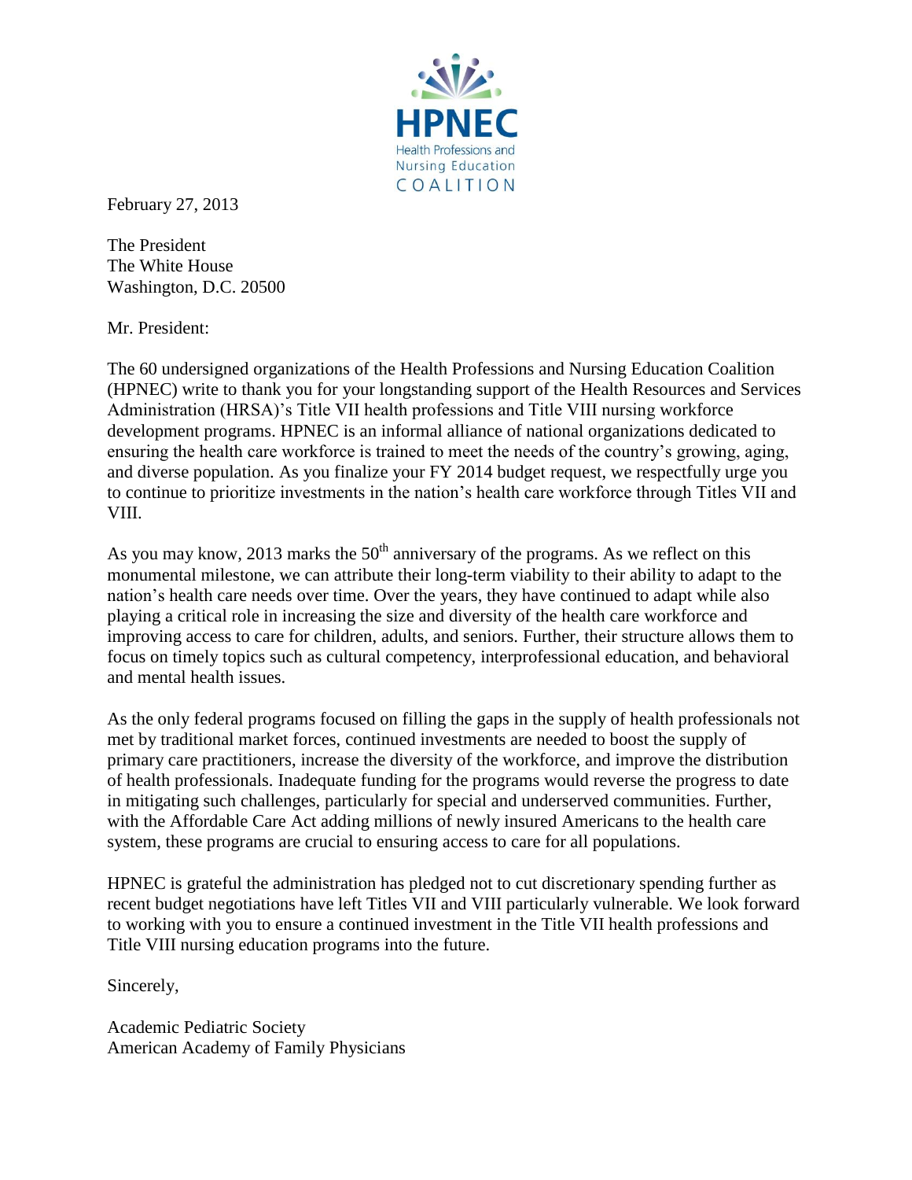HPNEC
Health Professions and Nursing Education COALITION

February 27, 2013

The President
The White House
Washington, D.C. 20500

Mr. President:

The 60 undersigned organizations of the Health Professions and Nursing Education Coalition (HPNEC) write to thank you for your longstanding support of the Health Resources and Services Administration (HRSA)'s Title VII health professions and Title VIII nursing workforce development programs. HPNEC is an informal alliance of national organizations dedicated to ensuring the health care workforce is trained to meet the needs of the country's growing, aging, and diverse population. As you finalize your FY 2014 budget request, we respectfully urge you to continue to prioritize investments in the nation's health care workforce through Titles VII and VIII.

As you may know, 2013 marks the 50th anniversary of the programs. As we reflect on this monumental milestone, we can attribute their long-term viability to their ability to adapt to the nation's health care needs over time. Over the years, they have continued to adapt while also playing a critical role in increasing the size and diversity of the health care workforce and improving access to care for children, adults, and seniors. Further, their structure allows them to focus on timely topics such as cultural competency, interprofessional education, and behavioral and mental health issues.

As the only federal programs focused on filling the gaps in the supply of health professionals not met by traditional market forces, continued investments are needed to boost the supply of primary care practitioners, increase the diversity of the workforce, and improve the distribution of health professionals. Inadequate funding for the programs would reverse the progress to date in mitigating such challenges, particularly for special and underserved communities. Further, with the Affordable Care Act adding millions of newly insured Americans to the health care system, these programs are crucial to ensuring access to care for all populations.

HPNEC is grateful the administration has pledged not to cut discretionary spending further as recent budget negotiations have left Titles VII and VIII particularly vulnerable. We look forward to working with you to ensure a continued investment in the Title VII health professions and Title VIII nursing education programs into the future.

Sincerely,

Academic Pediatric Society
American Academy of Family Physicians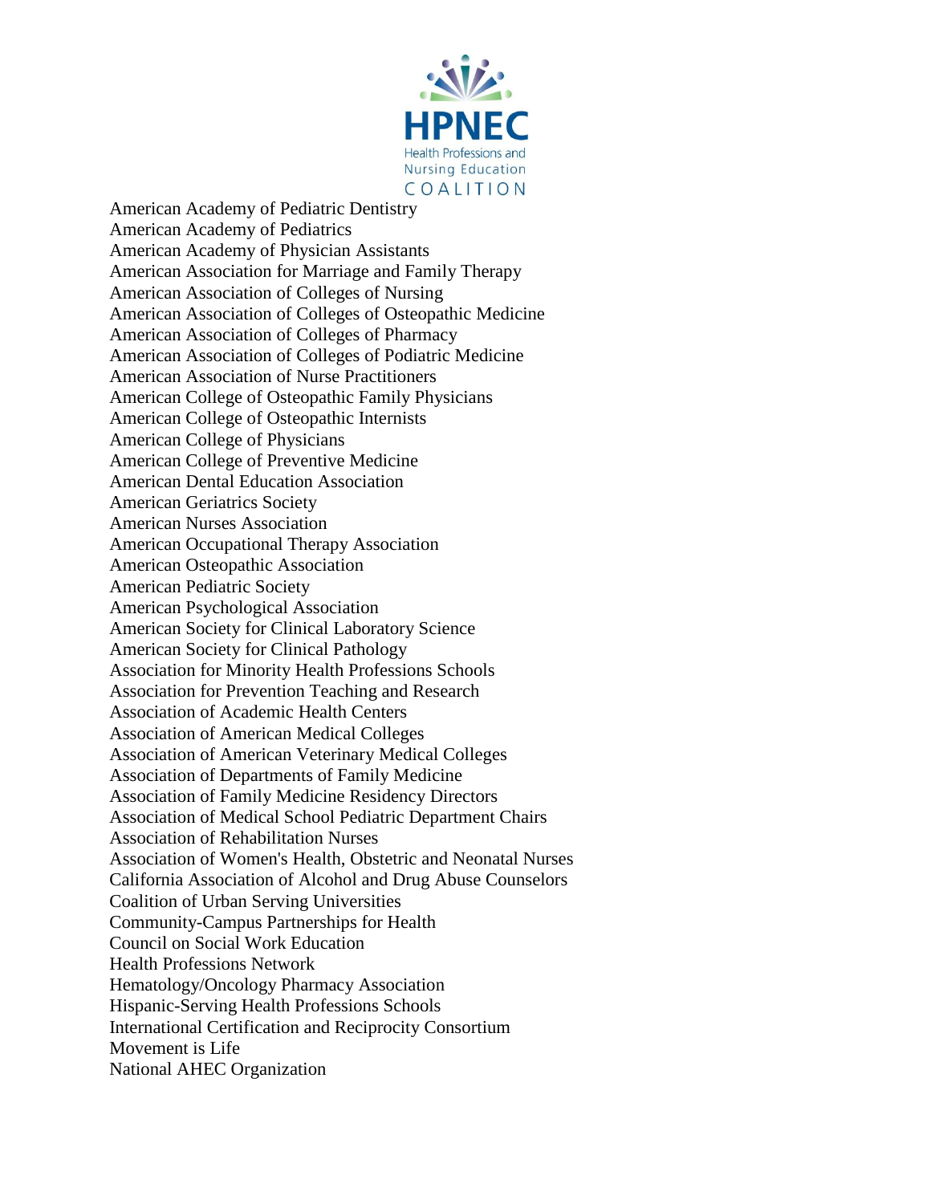American Academy of Pediatric Dentistry
American Academy of Pediatrics
American Academy of Physician Assistants
American Association for Marriage and Family Therapy
American Association of Colleges of Nursing
American Association of Colleges of Osteopathic Medicine
American Association of Colleges of Pharmacy
American Association of Colleges of Podiatric Medicine
American Association of Nurse Practitioners
American College of Osteopathic Family Physicians
American College of Osteopathic Internists
American College of Physicians
American College of Preventive Medicine
American Dental Education Association
American Geriatrics Society
American Nurses Association
American Occupational Therapy Association
American Osteopathic Association
American Pediatric Society
American Psychological Association
American Society for Clinical Laboratory Science
American Society for Clinical Pathology
Association for Minority Health Professions Schools
Association for Prevention Teaching and Research
Association of Academic Health Centers
Association of American Medical Colleges
Association of American Veterinary Medical Colleges
Association of Departments of Family Medicine
Association of Family Medicine Residency Directors
Association of Medical School Pediatric Department Chairs
Association of Rehabilitation Nurses
Association of Women's Health, Obstetric and Neonatal Nurses
California Association of Alcohol and Drug Abuse Counselors
Coalition of Urban Serving Universities
Community-Campus Partnerships for Health
Council on Social Work Education
Health Professions Network
Hematology/Oncology Pharmacy Association
Hispanic-Serving Health Professions Schools
International Certification and Reciprocity Consortium
Movement is Life
National AHEC Organization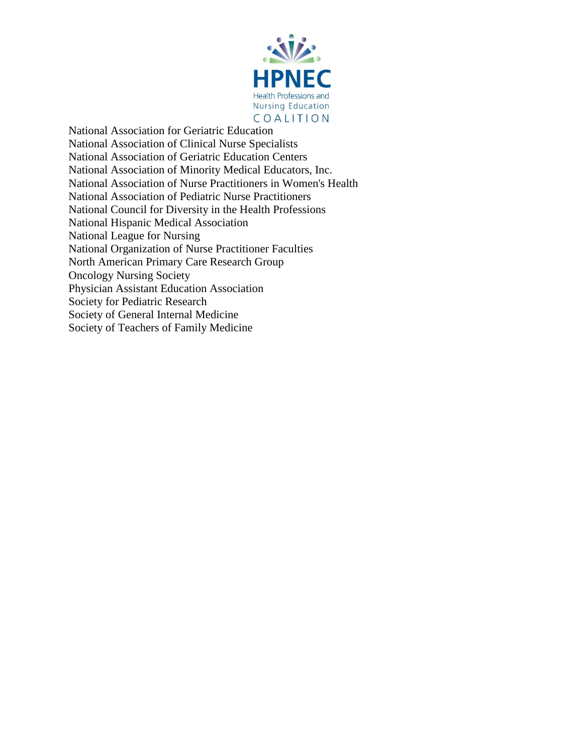HPNEC

Health Professions and Nursing Education COALITION

National Association for Geriatric Education
National Association of Clinical Nurse Specialists
National Association of Geriatric Education Centers
National Association of Minority Medical Educators, Inc.
National Association of Nurse Practitioners in Women's Health
National Association of Pediatric Nurse Practitioners
National Council for Diversity in the Health Professions
National Hispanic Medical Association
National League for Nursing
National Organization of Nurse Practitioner Faculties
North American Primary Care Research Group
Oncology Nursing Society
Physician Assistant Education Association
Society for Pediatric Research
Society of General Internal Medicine
Society of Teachers of Family Medicine